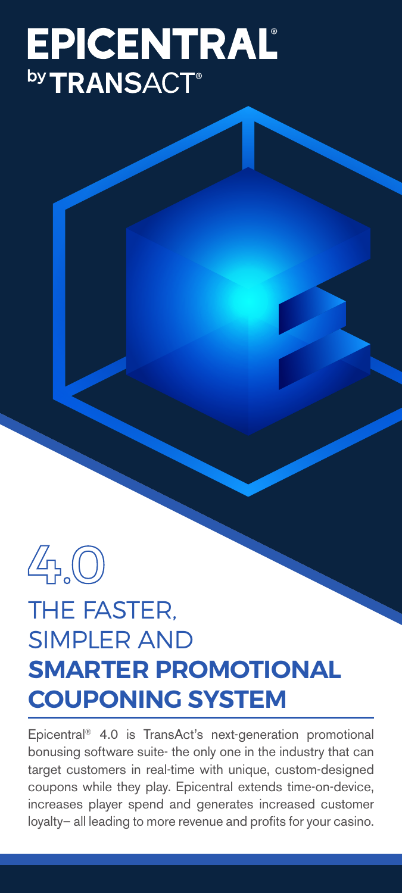# EPICENTRAL®

by TRANSACT®

4.0

## THE FASTER, SIMPLER AND **SMARTER PROMOTIONAL COUPONING SYSTEM**

Epicentral® 4.0 is TransAct's next-generation promotional bonusing software suite- the only one in the industry that can target customers in real-time with unique, custom-designed coupons while they play. Epicentral extends time-on-device, increases player spend and generates increased customer loyalty– all leading to more revenue and profits for your casino.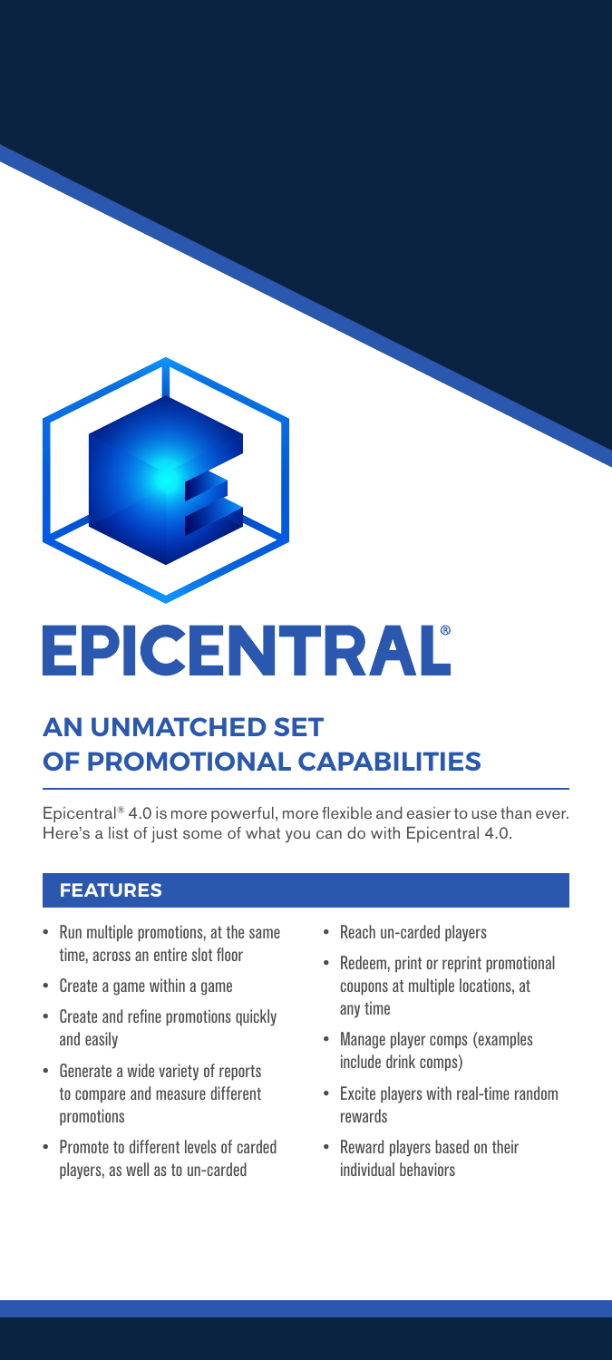# EPICENTRAL®

## AN UNMATCHED SET OF PROMOTIONAL CAPABILITIES

Epicentral® 4.0 is more powerful, more flexible and easier to use than ever. Here's a list of just some of what you can do with Epicentral 4.0.

### FEATURES

- Run multiple promotions, at the same time, across an entire slot floor
- Create a game within a game
- Create and refine promotions quickly and easily
- Generate a wide variety of reports to compare and measure different promotions
- Promote to different levels of carded players, as well as to un-carded
- Reach un-carded players
- Redeem, print or reprint promotional coupons at multiple locations, at any time
- Manage player comps (examples include drink comps)
- Excite players with real-time random rewards
- Reward players based on their individual behaviors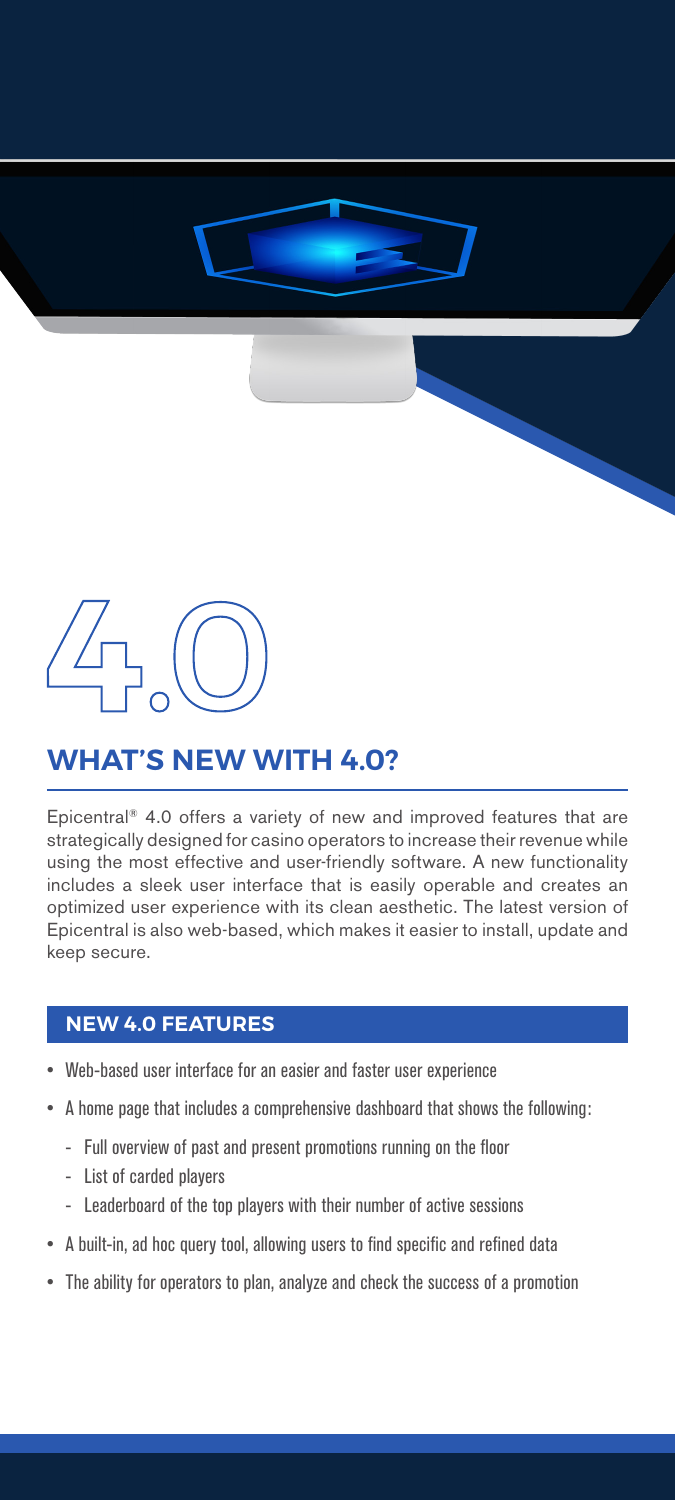4.0

## WHAT'S NEW WITH 4.0?

Epicentral® 4.0 offers a variety of new and improved features that are strategically designed for casino operators to increase their revenue while using the most effective and user-friendly software. A new functionality includes a sleek user interface that is easily operable and creates an optimized user experience with its clean aesthetic. The latest version of Epicentral is also web-based, which makes it easier to install, update and keep secure.

### NEW 4.0 FEATURES

- Web-based user interface for an easier and faster user experience
- A home page that includes a comprehensive dashboard that shows the following:
  - Full overview of past and present promotions running on the floor
  - List of carded players
  - Leaderboard of the top players with their number of active sessions
- A built-in, ad hoc query tool, allowing users to find specific and refined data
- The ability for operators to plan, analyze and check the success of a promotion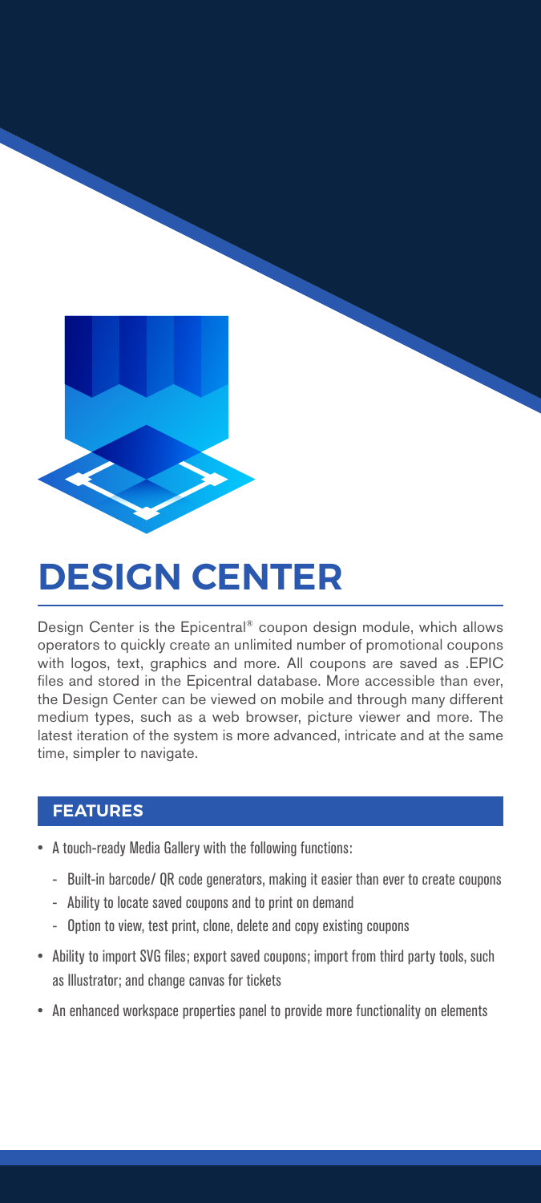# DESIGN CENTER

Design Center is the Epicentral® coupon design module, which allows operators to quickly create an unlimited number of promotional coupons with logos, text, graphics and more. All coupons are saved as .EPIC files and stored in the Epicentral database. More accessible than ever, the Design Center can be viewed on mobile and through many different medium types, such as a web browser, picture viewer and more. The latest iteration of the system is more advanced, intricate and at the same time, simpler to navigate.

## FEATURES

- A touch-ready Media Gallery with the following functions:
  - Built-in barcode/ QR code generators, making it easier than ever to create coupons
  - Ability to locate saved coupons and to print on demand
  - Option to view, test print, clone, delete and copy existing coupons
- Ability to import SVG files; export saved coupons; import from third party tools, such as Illustrator; and change canvas for tickets
- An enhanced workspace properties panel to provide more functionality on elements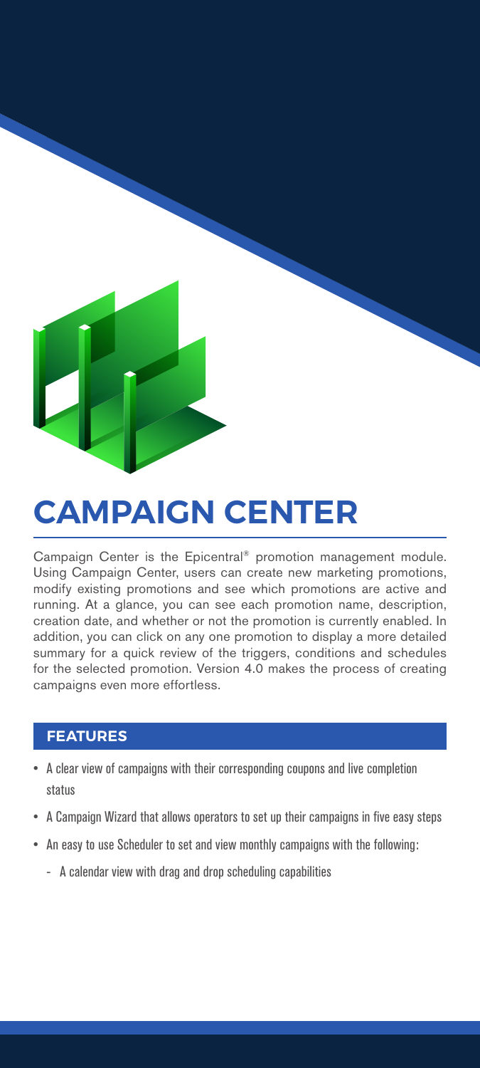# CAMPAIGN CENTER

Campaign Center is the Epicentral® promotion management module. Using Campaign Center, users can create new marketing promotions, modify existing promotions and see which promotions are active and running. At a glance, you can see each promotion name, description, creation date, and whether or not the promotion is currently enabled. In addition, you can click on any one promotion to display a more detailed summary for a quick review of the triggers, conditions and schedules for the selected promotion. Version 4.0 makes the process of creating campaigns even more effortless.

## FEATURES

- A clear view of campaigns with their corresponding coupons and live completion status
- A Campaign Wizard that allows operators to set up their campaigns in five easy steps
- An easy to use Scheduler to set and view monthly campaigns with the following:
  - A calendar view with drag and drop scheduling capabilities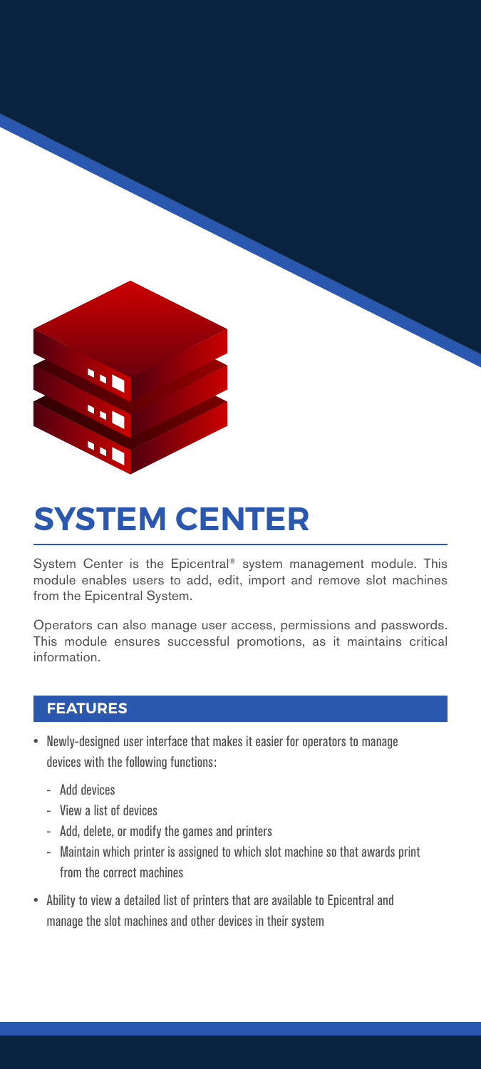# SYSTEM CENTER

System Center is the Epicentral® system management module. This module enables users to add, edit, import and remove slot machines from the Epicentral System.

Operators can also manage user access, permissions and passwords. This module ensures successful promotions, as it maintains critical information.

## FEATURES

- Newly-designed user interface that makes it easier for operators to manage devices with the following functions:
  - Add devices
  - View a list of devices
  - Add, delete, or modify the games and printers
  - Maintain which printer is assigned to which slot machine so that awards print from the correct machines
- Ability to view a detailed list of printers that are available to Epicentral and manage the slot machines and other devices in their system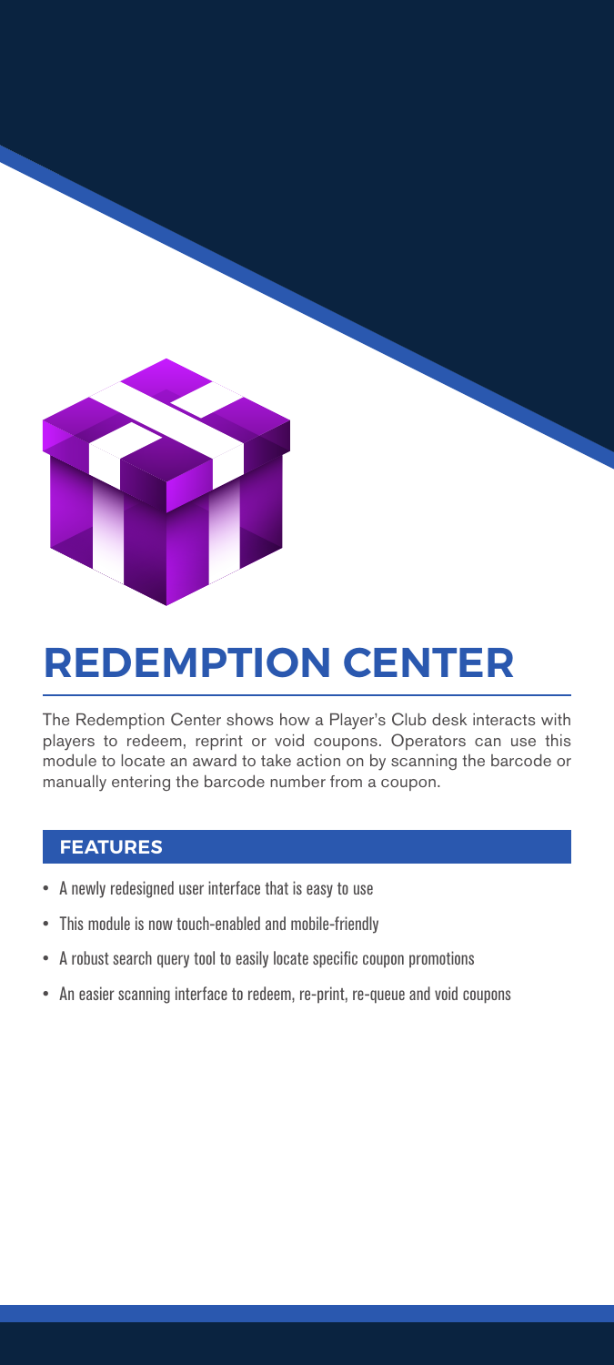# REDEMPTION CENTER

The Redemption Center shows how a Player's Club desk interacts with players to redeem, reprint or void coupons. Operators can use this module to locate an award to take action on by scanning the barcode or manually entering the barcode number from a coupon.

## FEATURES

- A newly redesigned user interface that is easy to use
- This module is now touch-enabled and mobile-friendly
- A robust search query tool to easily locate specific coupon promotions
- An easier scanning interface to redeem, re-print, re-queue and void coupons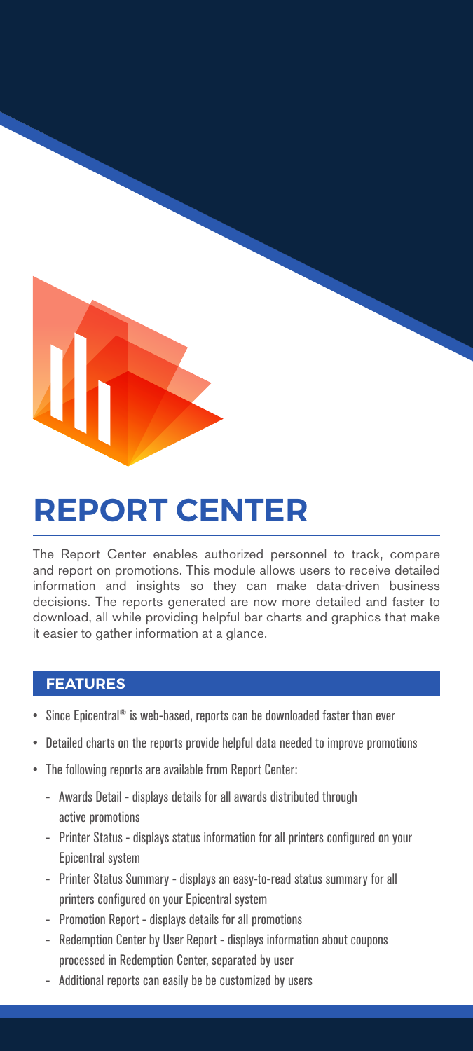# REPORT CENTER

The Report Center enables authorized personnel to track, compare and report on promotions. This module allows users to receive detailed information and insights so they can make data-driven business decisions. The reports generated are now more detailed and faster to download, all while providing helpful bar charts and graphics that make it easier to gather information at a glance.

## FEATURES

- Since Epicentral® is web-based, reports can be downloaded faster than ever
- Detailed charts on the reports provide helpful data needed to improve promotions
- The following reports are available from Report Center:
  - Awards Detail - displays details for all awards distributed through active promotions
  - Printer Status - displays status information for all printers configured on your Epicentral system
  - Printer Status Summary - displays an easy-to-read status summary for all printers configured on your Epicentral system
  - Promotion Report - displays details for all promotions
  - Redemption Center by User Report - displays information about coupons processed in Redemption Center, separated by user
  - Additional reports can easily be be customized by users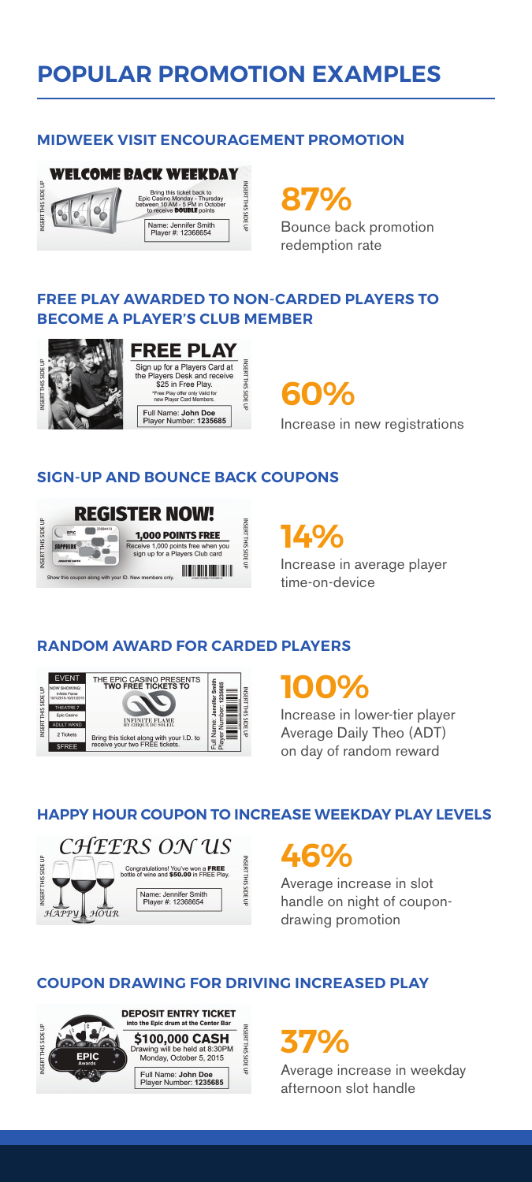# POPULAR PROMOTION EXAMPLES

### MIDWEEK VISIT ENCOURAGEMENT PROMOTION

WELCOME BACK WEEKDAY

Bring this ticket back to Epic Casino Monday - Thursday between 10 AM - 5 PM in October to receive **DOUBLE** points

Name: Jennifer Smith
Player #: 12368654

**87%**
Bounce back promotion redemption rate

### FREE PLAY AWARDED TO NON-CARDED PLAYERS TO BECOME A PLAYER'S CLUB MEMBER

FREE PLAY

Sign up for a Players Card at the Players Desk and receive $25 in Free Play.
*Free Play offer only Valid for new Player Card Members.

Full Name: **John Doe**
Player Number: **1235685**

**60%**
Increase in new registrations

### SIGN-UP AND BOUNCE BACK COUPONS

REGISTER NOW!

**1,000 POINTS FREE**
Receive 1,000 points free when you sign up for a Players Club card

Show this coupon along with your ID. New members only.

**14%**
Increase in average player time-on-device

### RANDOM AWARD FOR CARDED PLAYERS

EVENT
NOW SHOWING: Infinite Flame 10/1/2015-10/31/2015
THEATRE 7
Epic Casino
ADULT WKND
2 Tickets
$FREE

THE EPIC CASINO PRESENTS **TWO FREE TICKETS TO**
INFINITE FLAME BY CIRQUE DU SOLEIL
Bring this ticket along with your I.D. to receive your two FREE tickets.

Full Name: Jennifer Smith
Player Number: 1235685

**100%**
Increase in lower-tier player Average Daily Theo (ADT) on day of random reward

### HAPPY HOUR COUPON TO INCREASE WEEKDAY PLAY LEVELS

*CHEERS ON US*

Congratulations! You've won a **FREE** bottle of wine and **$50.00** in FREE Play.

Name: Jennifer Smith
Player #: 12368654

*HAPPY HOUR*

**46%**
Average increase in slot handle on night of coupon-drawing promotion

### COUPON DRAWING FOR DRIVING INCREASED PLAY

**DEPOSIT ENTRY TICKET**
into the Epic drum at the Center Bar

**$100,000 CASH**
Drawing will be held at 8:30PM Monday, October 5, 2015

Full Name: **John Doe**
Player Number: **1235685**

**37%**
Average increase in weekday afternoon slot handle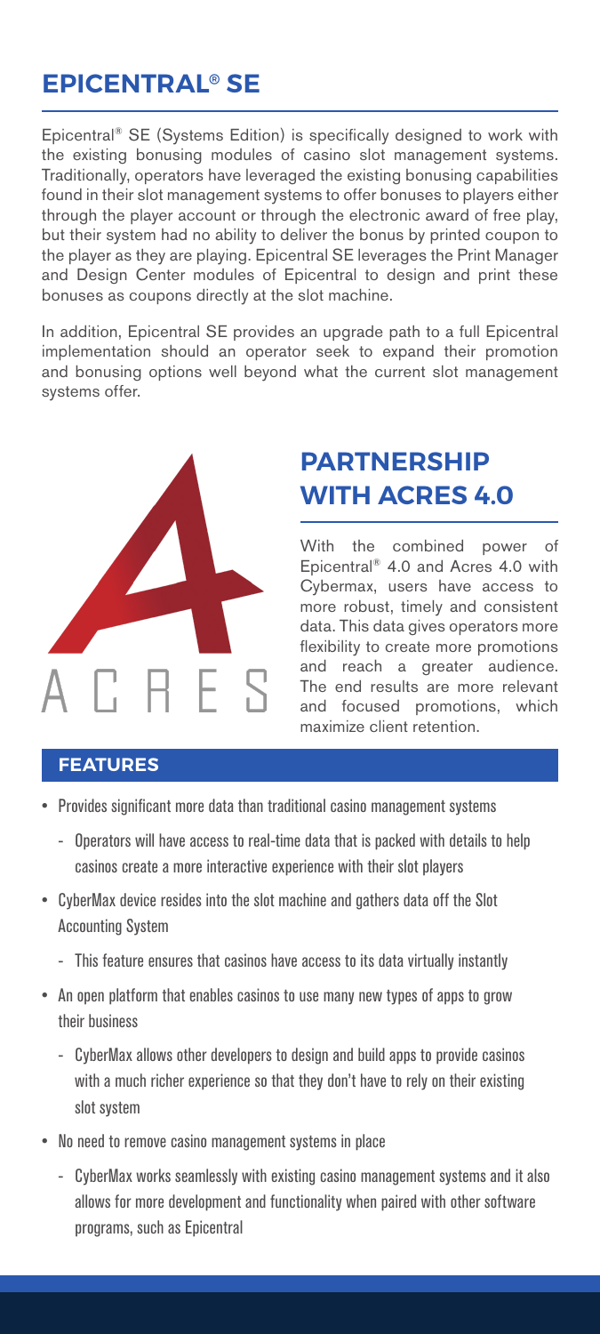## EPICENTRAL® SE

Epicentral® SE (Systems Edition) is specifically designed to work with the existing bonusing modules of casino slot management systems. Traditionally, operators have leveraged the existing bonusing capabilities found in their slot management systems to offer bonuses to players either through the player account or through the electronic award of free play, but their system had no ability to deliver the bonus by printed coupon to the player as they are playing. Epicentral SE leverages the Print Manager and Design Center modules of Epicentral to design and print these bonuses as coupons directly at the slot machine.

In addition, Epicentral SE provides an upgrade path to a full Epicentral implementation should an operator seek to expand their promotion and bonusing options well beyond what the current slot management systems offer.

ACRES

## PARTNERSHIP WITH ACRES 4.0

With the combined power of Epicentral® 4.0 and Acres 4.0 with Cybermax, users have access to more robust, timely and consistent data. This data gives operators more flexibility to create more promotions and reach a greater audience. The end results are more relevant and focused promotions, which maximize client retention.

### FEATURES

- Provides significant more data than traditional casino management systems
  - Operators will have access to real-time data that is packed with details to help casinos create a more interactive experience with their slot players
- CyberMax device resides into the slot machine and gathers data off the Slot Accounting System
  - This feature ensures that casinos have access to its data virtually instantly
- An open platform that enables casinos to use many new types of apps to grow their business
  - CyberMax allows other developers to design and build apps to provide casinos with a much richer experience so that they don't have to rely on their existing slot system
- No need to remove casino management systems in place
  - CyberMax works seamlessly with existing casino management systems and it also allows for more development and functionality when paired with other software programs, such as Epicentral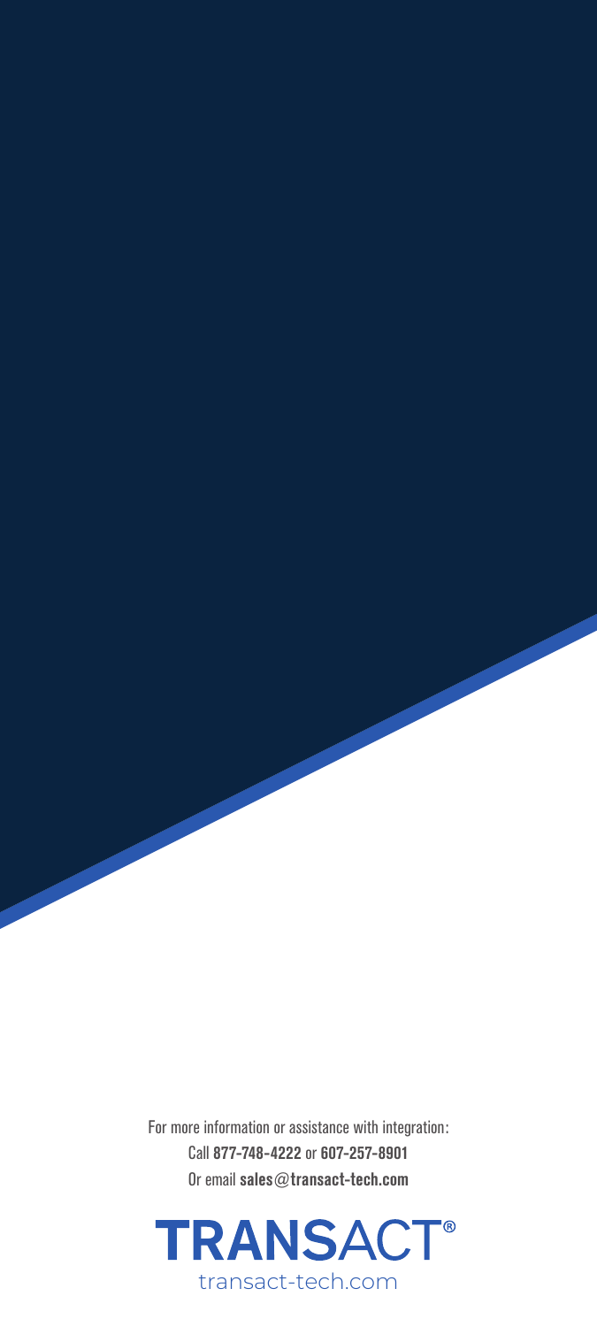For more information or assistance with integration:
Call **877-748-4222** or **607-257-8901**
Or email **sales@transact-tech.com**

**TRANS**ACT®
transact-tech.com